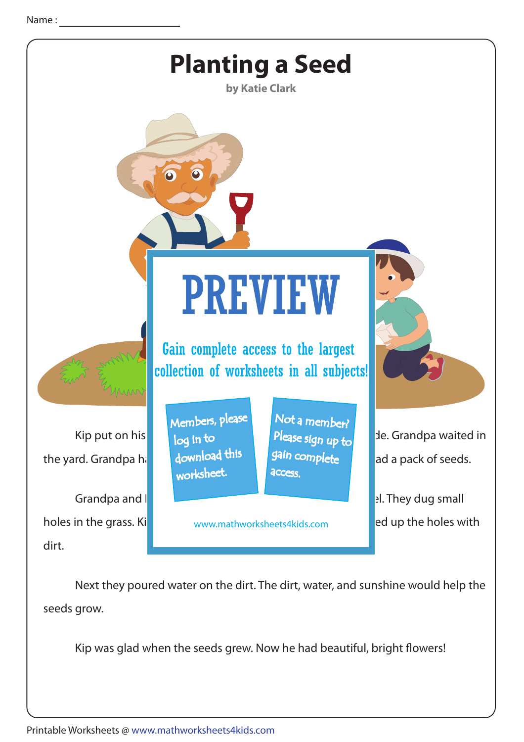Name : ____________________

# Planting a Seed

**by Katie Clark**

PREVIEW

Gain complete access to the largest collection of worksheets in all subjects!

Members, please log in to download this worksheet.

Not a member? Please sign up to gain complete access.

www.mathworksheets4kids.com

Kip put on his ... de. Grandpa waited in the yard. Grandpa ha... ad a pack of seeds.

Grandpa and ... el. They dug small holes in the grass. Ki... ed up the holes with dirt.

Next they poured water on the dirt. The dirt, water, and sunshine would help the seeds grow.

Kip was glad when the seeds grew. Now he had beautiful, bright flowers!

Printable Worksheets @ www.mathworksheets4kids.com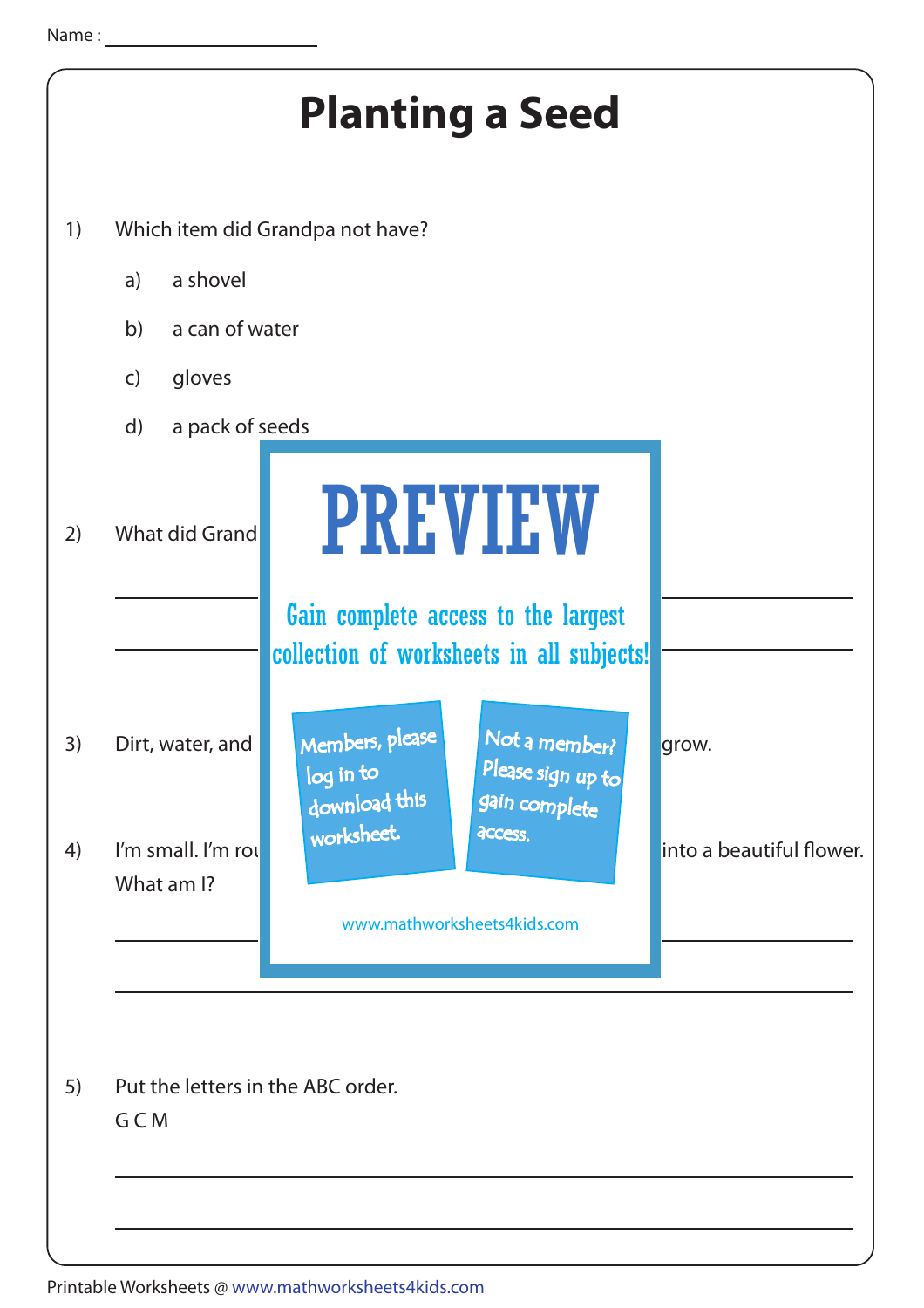Name : ____________________

# Planting a Seed

1) Which item did Grandpa not have?

   a) a shovel

   b) a can of water

   c) gloves

   d) a pack of seeds

2) What did Grand

______________________________________________

______________________________________________

**PREVIEW**

Gain complete access to the largest collection of worksheets in all subjects!

Members, please log in to download this worksheet.

Not a member? Please sign up to gain complete access.

www.mathworksheets4kids.com

3) Dirt, water, and grow.

4) I'm small. I'm rou into a beautiful flower. What am I?

______________________________________________

______________________________________________

5) Put the letters in the ABC order.
   G C M

______________________________________________

______________________________________________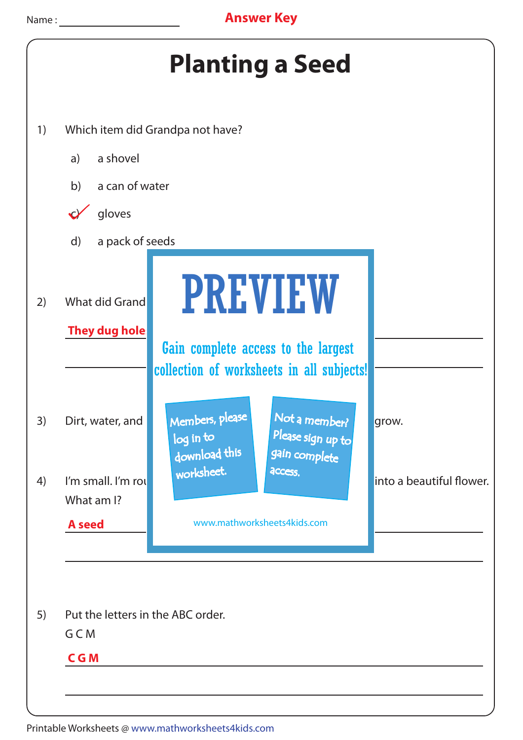Name : ____________________ **Answer Key**

# Planting a Seed

1) Which item did Grandpa not have?

   a) a shovel

   b) a can of water

   c) ✓ gloves

   d) a pack of seeds

2) What did Grand

   **They dug hole**

3) Dirt, water, and grow.

4) I'm small. I'm rou into a beautiful flower. What am I?

   **A seed**

5) Put the letters in the ABC order.

   G C M

   **C G M**

PREVIEW

Gain complete access to the largest collection of worksheets in all subjects!

Members, please log in to download this worksheet.

Not a member? Please sign up to gain complete access.

www.mathworksheets4kids.com

Printable Worksheets @ www.mathworksheets4kids.com